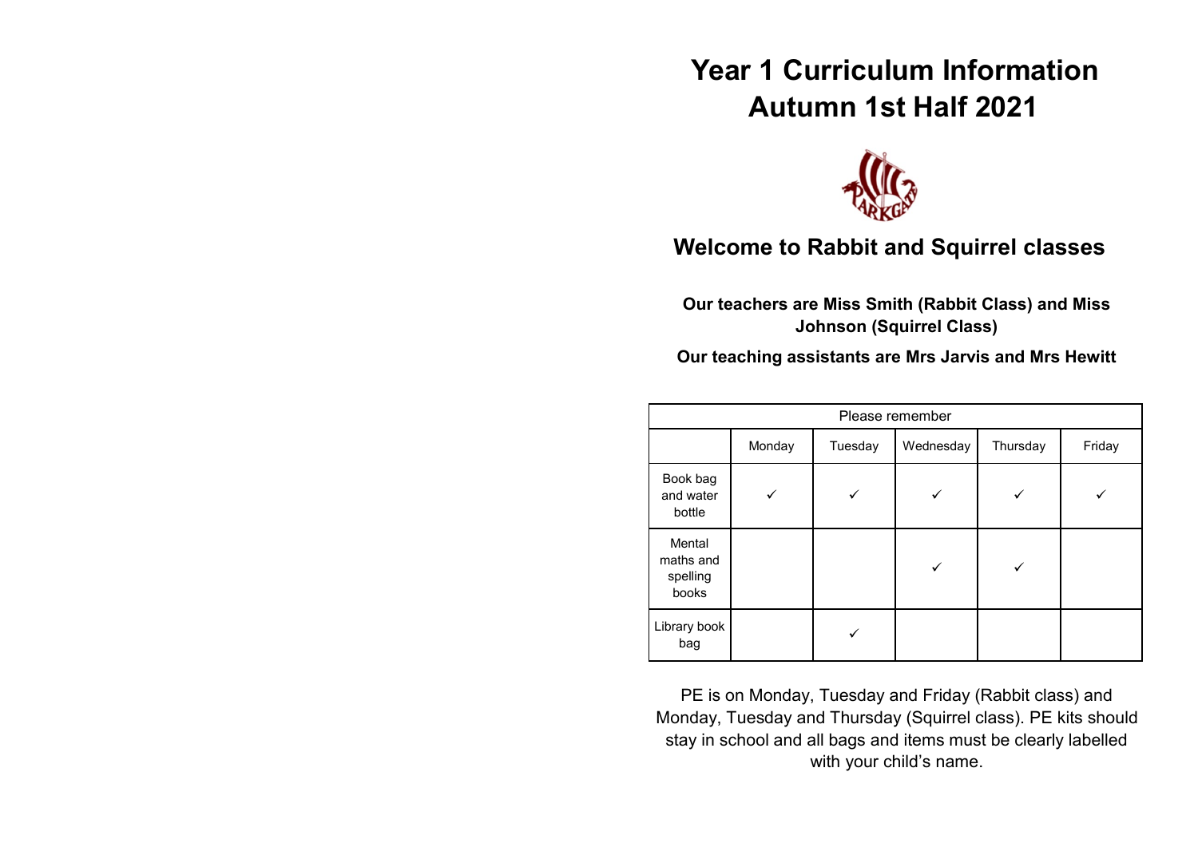# Year 1 Curriculum Information
# Autumn 1st Half 2021

## Welcome to Rabbit and Squirrel classes

**Our teachers are Miss Smith (Rabbit Class) and Miss Johnson (Squirrel Class)**

**Our teaching assistants are Mrs Jarvis and Mrs Hewitt**

| Please remember | | | | | |
|---|---|---|---|---|---|
| | Monday | Tuesday | Wednesday | Thursday | Friday |
| Book bag and water bottle | ✓ | ✓ | ✓ | ✓ | ✓ |
| Mental maths and spelling books | | | ✓ | ✓ | |
| Library book bag | | ✓ | | | |

PE is on Monday, Tuesday and Friday (Rabbit class) and Monday, Tuesday and Thursday (Squirrel class). PE kits should stay in school and all bags and items must be clearly labelled with your child's name.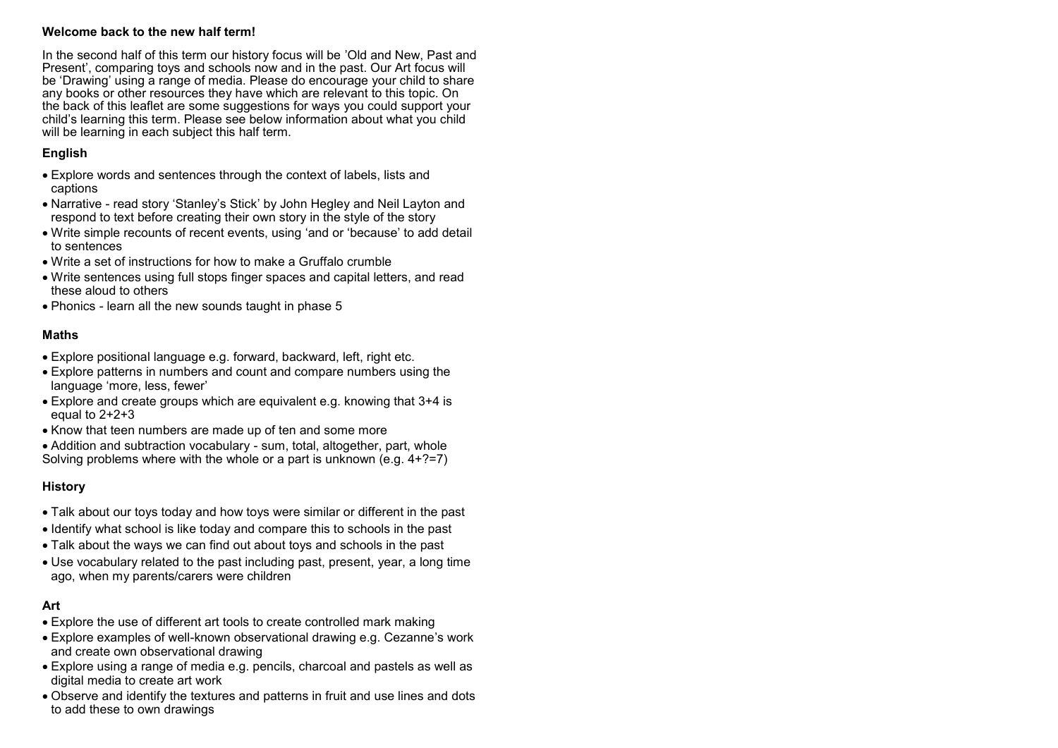**Welcome back to the new half term!**

In the second half of this term our history focus will be 'Old and New, Past and Present', comparing toys and schools now and in the past. Our Art focus will be 'Drawing' using a range of media. Please do encourage your child to share any books or other resources they have which are relevant to this topic. On the back of this leaflet are some suggestions for ways you could support your child's learning this term. Please see below information about what you child will be learning in each subject this half term.

### English

- Explore words and sentences through the context of labels, lists and captions
- Narrative - read story 'Stanley's Stick' by John Hegley and Neil Layton and respond to text before creating their own story in the style of the story
- Write simple recounts of recent events, using 'and or 'because' to add detail to sentences
- Write a set of instructions for how to make a Gruffalo crumble
- Write sentences using full stops finger spaces and capital letters, and read these aloud to others
- Phonics - learn all the new sounds taught in phase 5

### Maths

- Explore positional language e.g. forward, backward, left, right etc.
- Explore patterns in numbers and count and compare numbers using the language 'more, less, fewer'
- Explore and create groups which are equivalent e.g. knowing that 3+4 is equal to 2+2+3
- Know that teen numbers are made up of ten and some more
- Addition and subtraction vocabulary - sum, total, altogether, part, whole

Solving problems where with the whole or a part is unknown (e.g. 4+?=7)

### History

- Talk about our toys today and how toys were similar or different in the past
- Identify what school is like today and compare this to schools in the past
- Talk about the ways we can find out about toys and schools in the past
- Use vocabulary related to the past including past, present, year, a long time ago, when my parents/carers were children

### Art

- Explore the use of different art tools to create controlled mark making
- Explore examples of well-known observational drawing e.g. Cezanne's work and create own observational drawing
- Explore using a range of media e.g. pencils, charcoal and pastels as well as digital media to create art work
- Observe and identify the textures and patterns in fruit and use lines and dots to add these to own drawings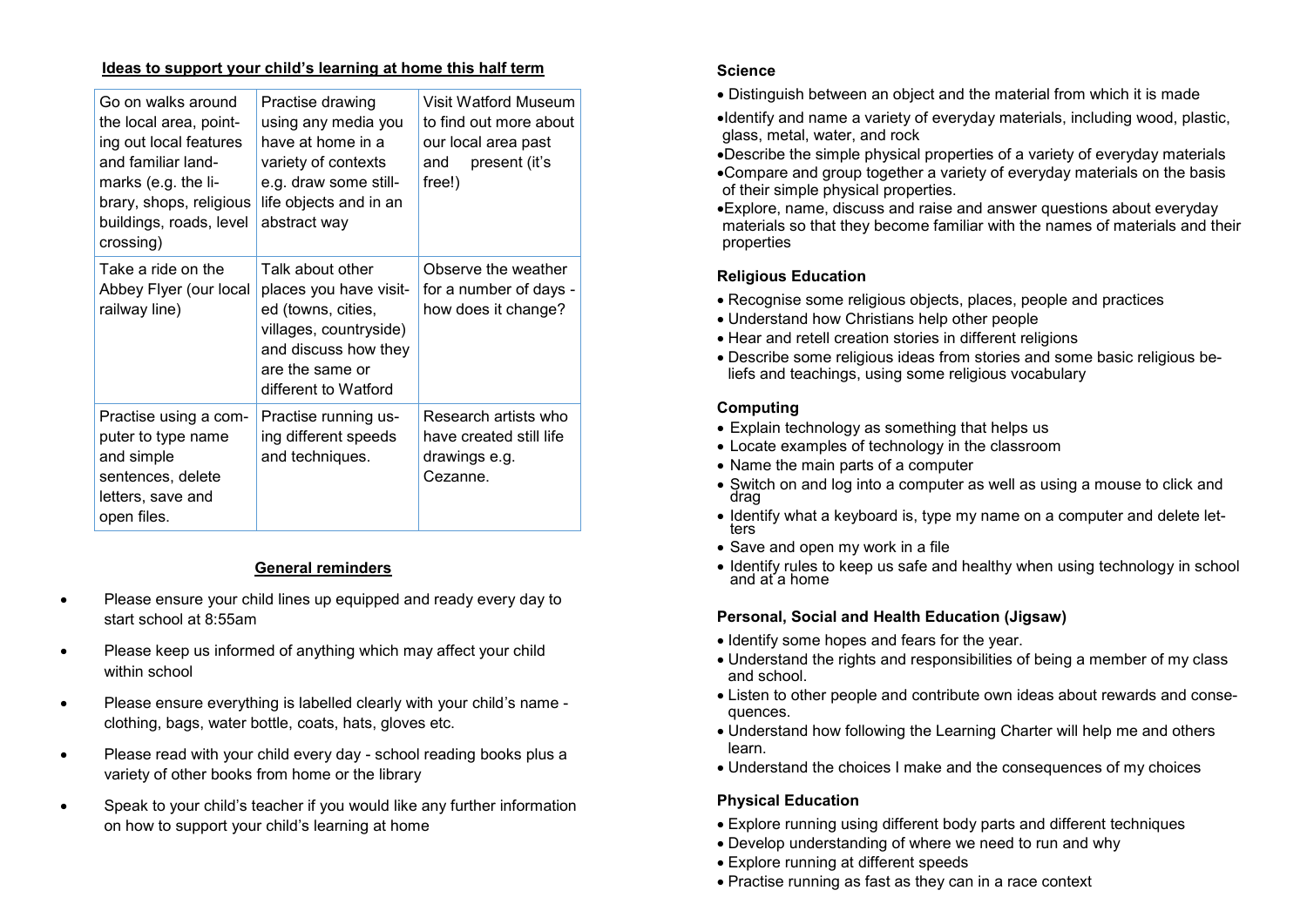## Ideas to support your child's learning at home this half term

| | | |
|---|---|---|
| Go on walks around the local area, pointing out local features and familiar landmarks (e.g. the library, shops, religious buildings, roads, level crossing) | Practise drawing using any media you have at home in a variety of contexts e.g. draw some still-life objects and in an abstract way | Visit Watford Museum to find out more about our local area past and present (it's free!) |
| Take a ride on the Abbey Flyer (our local railway line) | Talk about other places you have visited (towns, cities, villages, countryside) and discuss how they are the same or different to Watford | Observe the weather for a number of days - how does it change? |
| Practise using a computer to type name and simple sentences, delete letters, save and open files. | Practise running using different speeds and techniques. | Research artists who have created still life drawings e.g. Cezanne. |

## General reminders

- Please ensure your child lines up equipped and ready every day to start school at 8:55am
- Please keep us informed of anything which may affect your child within school
- Please ensure everything is labelled clearly with your child's name - clothing, bags, water bottle, coats, hats, gloves etc.
- Please read with your child every day - school reading books plus a variety of other books from home or the library
- Speak to your child's teacher if you would like any further information on how to support your child's learning at home

### Science

- Distinguish between an object and the material from which it is made
- Identify and name a variety of everyday materials, including wood, plastic, glass, metal, water, and rock
- Describe the simple physical properties of a variety of everyday materials
- Compare and group together a variety of everyday materials on the basis of their simple physical properties.
- Explore, name, discuss and raise and answer questions about everyday materials so that they become familiar with the names of materials and their properties

### Religious Education

- Recognise some religious objects, places, people and practices
- Understand how Christians help other people
- Hear and retell creation stories in different religions
- Describe some religious ideas from stories and some basic religious beliefs and teachings, using some religious vocabulary

### Computing

- Explain technology as something that helps us
- Locate examples of technology in the classroom
- Name the main parts of a computer
- Switch on and log into a computer as well as using a mouse to click and drag
- Identify what a keyboard is, type my name on a computer and delete letters
- Save and open my work in a file
- Identify rules to keep us safe and healthy when using technology in school and at a home

### Personal, Social and Health Education (Jigsaw)

- Identify some hopes and fears for the year.
- Understand the rights and responsibilities of being a member of my class and school.
- Listen to other people and contribute own ideas about rewards and consequences.
- Understand how following the Learning Charter will help me and others learn.
- Understand the choices I make and the consequences of my choices

### Physical Education

- Explore running using different body parts and different techniques
- Develop understanding of where we need to run and why
- Explore running at different speeds
- Practise running as fast as they can in a race context